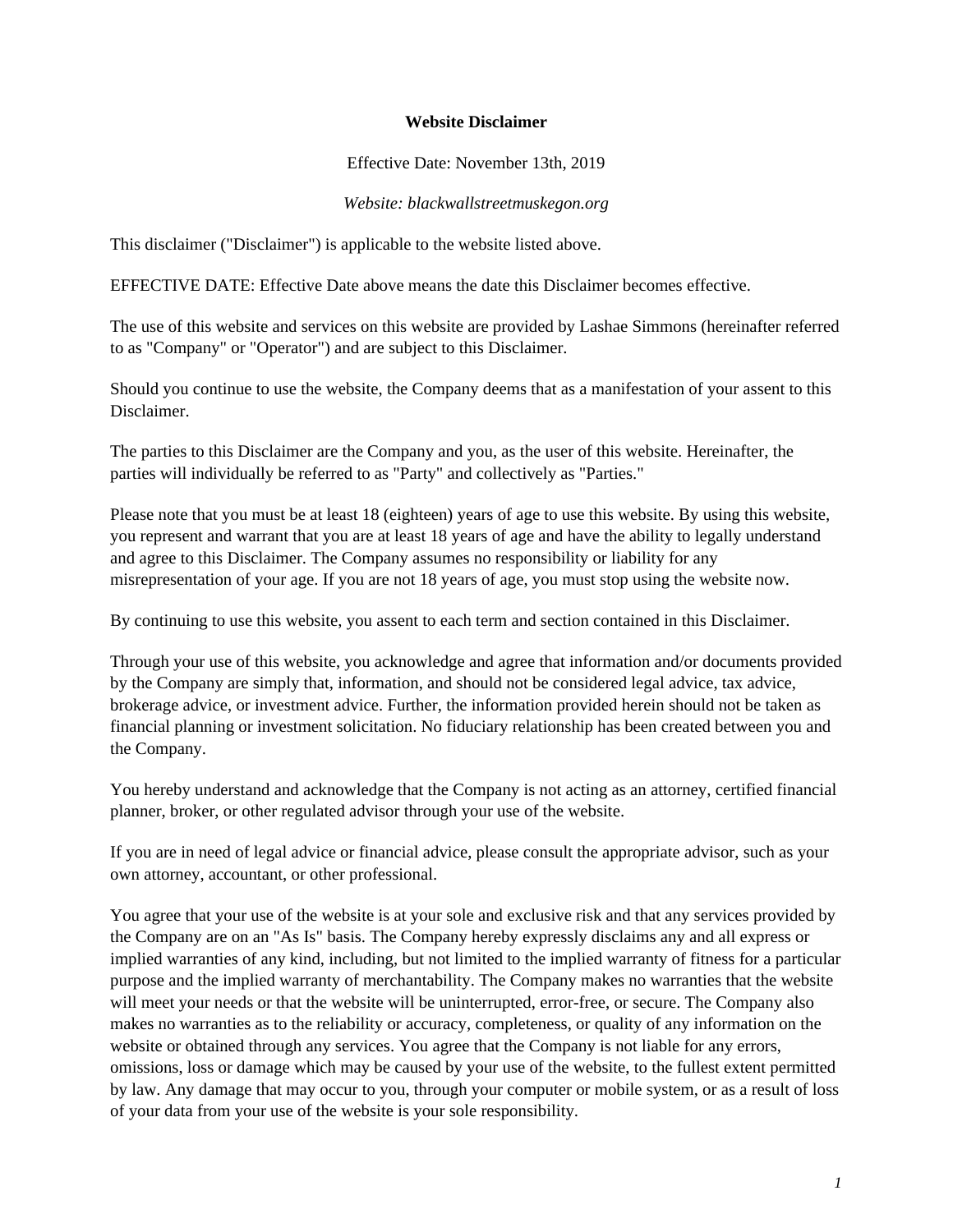# Website Disclaimer

Effective Date: November 13th, 2019

*Website: blackwallstreetmuskegon.org*

This disclaimer ("Disclaimer") is applicable to the website listed above.

EFFECTIVE DATE: Effective Date above means the date this Disclaimer becomes effective.

The use of this website and services on this website are provided by Lashae Simmons (hereinafter referred to as "Company" or "Operator") and are subject to this Disclaimer.

Should you continue to use the website, the Company deems that as a manifestation of your assent to this Disclaimer.

The parties to this Disclaimer are the Company and you, as the user of this website. Hereinafter, the parties will individually be referred to as "Party" and collectively as "Parties."

Please note that you must be at least 18 (eighteen) years of age to use this website. By using this website, you represent and warrant that you are at least 18 years of age and have the ability to legally understand and agree to this Disclaimer. The Company assumes no responsibility or liability for any misrepresentation of your age. If you are not 18 years of age, you must stop using the website now.

By continuing to use this website, you assent to each term and section contained in this Disclaimer.

Through your use of this website, you acknowledge and agree that information and/or documents provided by the Company are simply that, information, and should not be considered legal advice, tax advice, brokerage advice, or investment advice. Further, the information provided herein should not be taken as financial planning or investment solicitation. No fiduciary relationship has been created between you and the Company.

You hereby understand and acknowledge that the Company is not acting as an attorney, certified financial planner, broker, or other regulated advisor through your use of the website.

If you are in need of legal advice or financial advice, please consult the appropriate advisor, such as your own attorney, accountant, or other professional.

You agree that your use of the website is at your sole and exclusive risk and that any services provided by the Company are on an "As Is" basis. The Company hereby expressly disclaims any and all express or implied warranties of any kind, including, but not limited to the implied warranty of fitness for a particular purpose and the implied warranty of merchantability. The Company makes no warranties that the website will meet your needs or that the website will be uninterrupted, error-free, or secure. The Company also makes no warranties as to the reliability or accuracy, completeness, or quality of any information on the website or obtained through any services. You agree that the Company is not liable for any errors, omissions, loss or damage which may be caused by your use of the website, to the fullest extent permitted by law. Any damage that may occur to you, through your computer or mobile system, or as a result of loss of your data from your use of the website is your sole responsibility.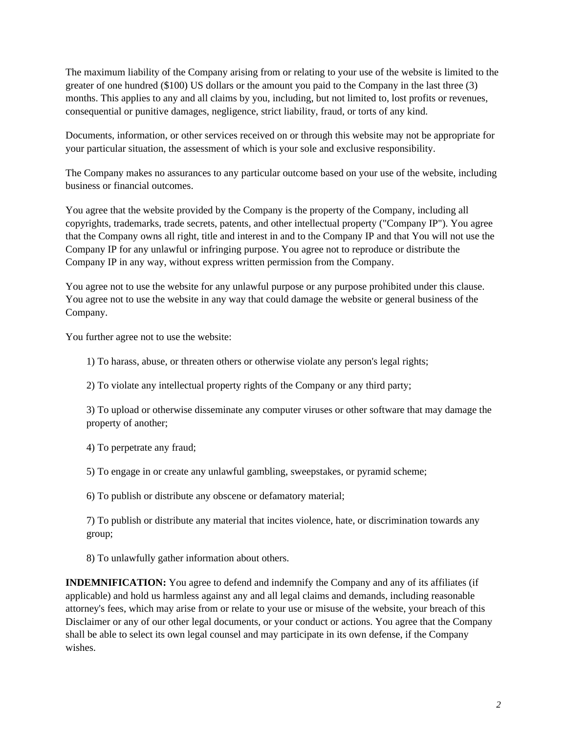The maximum liability of the Company arising from or relating to your use of the website is limited to the greater of one hundred ($100) US dollars or the amount you paid to the Company in the last three (3) months. This applies to any and all claims by you, including, but not limited to, lost profits or revenues, consequential or punitive damages, negligence, strict liability, fraud, or torts of any kind.

Documents, information, or other services received on or through this website may not be appropriate for your particular situation, the assessment of which is your sole and exclusive responsibility.

The Company makes no assurances to any particular outcome based on your use of the website, including business or financial outcomes.

You agree that the website provided by the Company is the property of the Company, including all copyrights, trademarks, trade secrets, patents, and other intellectual property ("Company IP"). You agree that the Company owns all right, title and interest in and to the Company IP and that You will not use the Company IP for any unlawful or infringing purpose. You agree not to reproduce or distribute the Company IP in any way, without express written permission from the Company.

You agree not to use the website for any unlawful purpose or any purpose prohibited under this clause. You agree not to use the website in any way that could damage the website or general business of the Company.

You further agree not to use the website:

1) To harass, abuse, or threaten others or otherwise violate any person's legal rights;

2) To violate any intellectual property rights of the Company or any third party;

3) To upload or otherwise disseminate any computer viruses or other software that may damage the property of another;

4) To perpetrate any fraud;

5) To engage in or create any unlawful gambling, sweepstakes, or pyramid scheme;

6) To publish or distribute any obscene or defamatory material;

7) To publish or distribute any material that incites violence, hate, or discrimination towards any group;

8) To unlawfully gather information about others.

**INDEMNIFICATION:** You agree to defend and indemnify the Company and any of its affiliates (if applicable) and hold us harmless against any and all legal claims and demands, including reasonable attorney's fees, which may arise from or relate to your use or misuse of the website, your breach of this Disclaimer or any of our other legal documents, or your conduct or actions. You agree that the Company shall be able to select its own legal counsel and may participate in its own defense, if the Company wishes.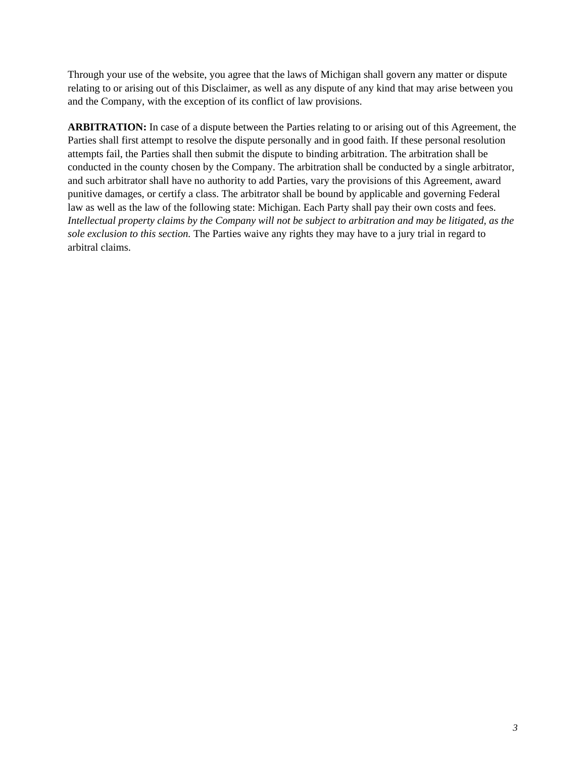Through your use of the website, you agree that the laws of Michigan shall govern any matter or dispute relating to or arising out of this Disclaimer, as well as any dispute of any kind that may arise between you and the Company, with the exception of its conflict of law provisions.

**ARBITRATION:** In case of a dispute between the Parties relating to or arising out of this Agreement, the Parties shall first attempt to resolve the dispute personally and in good faith. If these personal resolution attempts fail, the Parties shall then submit the dispute to binding arbitration. The arbitration shall be conducted in the county chosen by the Company. The arbitration shall be conducted by a single arbitrator, and such arbitrator shall have no authority to add Parties, vary the provisions of this Agreement, award punitive damages, or certify a class. The arbitrator shall be bound by applicable and governing Federal law as well as the law of the following state: Michigan. Each Party shall pay their own costs and fees. *Intellectual property claims by the Company will not be subject to arbitration and may be litigated, as the sole exclusion to this section.* The Parties waive any rights they may have to a jury trial in regard to arbitral claims.